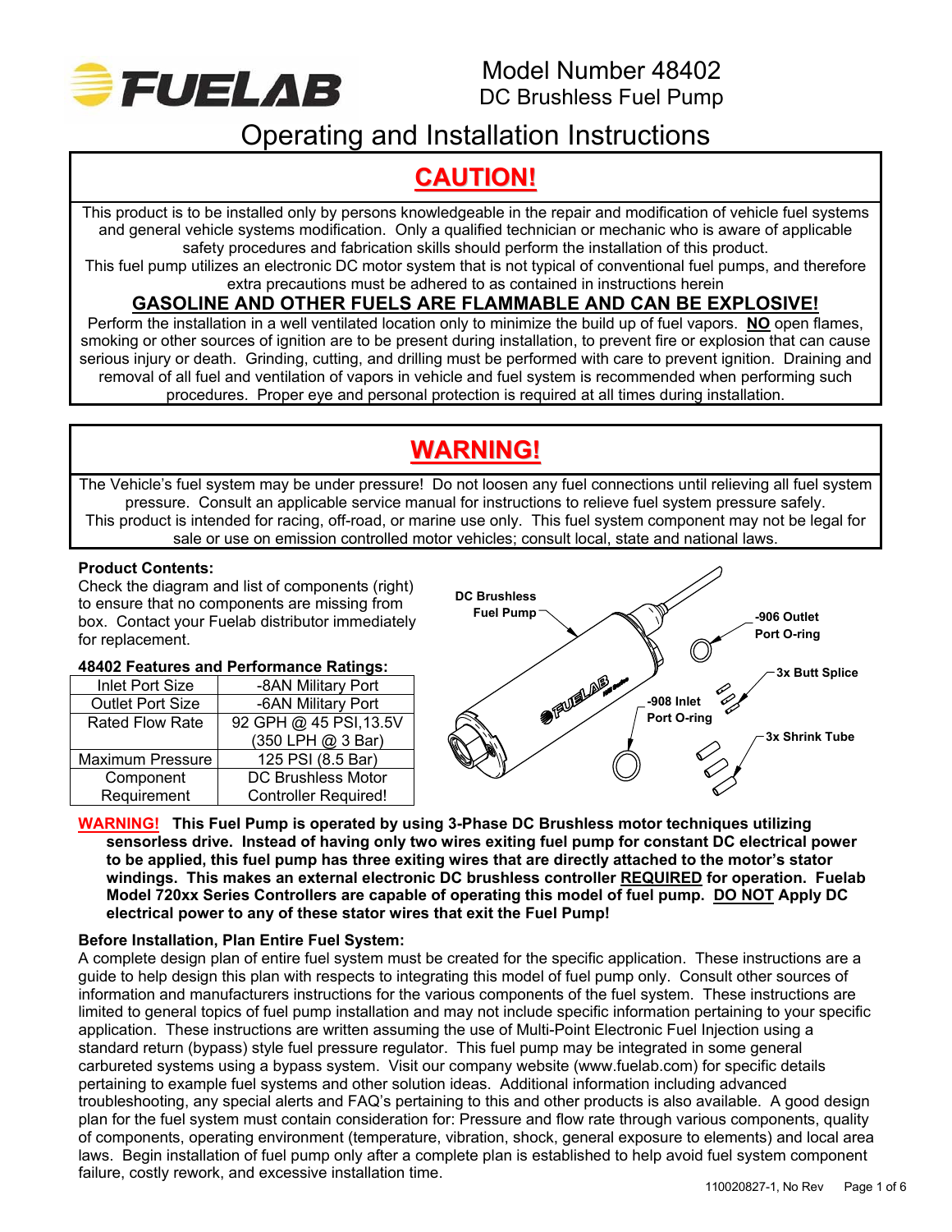# FUELAB

Model Number 48402
DC Brushless Fuel Pump

## Operating and Installation Instructions

## CAUTION!

This product is to be installed only by persons knowledgeable in the repair and modification of vehicle fuel systems and general vehicle systems modification. Only a qualified technician or mechanic who is aware of applicable safety procedures and fabrication skills should perform the installation of this product.
This fuel pump utilizes an electronic DC motor system that is not typical of conventional fuel pumps, and therefore extra precautions must be adhered to as contained in instructions herein

**GASOLINE AND OTHER FUELS ARE FLAMMABLE AND CAN BE EXPLOSIVE!**

Perform the installation in a well ventilated location only to minimize the build up of fuel vapors. **NO** open flames, smoking or other sources of ignition are to be present during installation, to prevent fire or explosion that can cause serious injury or death. Grinding, cutting, and drilling must be performed with care to prevent ignition. Draining and removal of all fuel and ventilation of vapors in vehicle and fuel system is recommended when performing such procedures. Proper eye and personal protection is required at all times during installation.

## WARNING!

The Vehicle's fuel system may be under pressure! Do not loosen any fuel connections until relieving all fuel system pressure. Consult an applicable service manual for instructions to relieve fuel system pressure safely.
This product is intended for racing, off-road, or marine use only. This fuel system component may not be legal for sale or use on emission controlled motor vehicles; consult local, state and national laws.

**Product Contents:**
Check the diagram and list of components (right) to ensure that no components are missing from box. Contact your Fuelab distributor immediately for replacement.

Components shown: DC Brushless Fuel Pump; -906 Outlet Port O-ring; -908 Inlet Port O-ring; 3x Butt Splice; 3x Shrink Tube

**48402 Features and Performance Ratings:**

| Feature | Rating |
| --- | --- |
| Inlet Port Size | -8AN Military Port |
| Outlet Port Size | -6AN Military Port |
| Rated Flow Rate | 92 GPH @ 45 PSI,13.5V (350 LPH @ 3 Bar) |
| Maximum Pressure | 125 PSI (8.5 Bar) |
| Component Requirement | DC Brushless Motor Controller Required! |

**WARNING! This Fuel Pump is operated by using 3-Phase DC Brushless motor techniques utilizing sensorless drive. Instead of having only two wires exiting fuel pump for constant DC electrical power to be applied, this fuel pump has three exiting wires that are directly attached to the motor's stator windings. This makes an external electronic DC brushless controller REQUIRED for operation. Fuelab Model 720xx Series Controllers are capable of operating this model of fuel pump. DO NOT Apply DC electrical power to any of these stator wires that exit the Fuel Pump!**

**Before Installation, Plan Entire Fuel System:**
A complete design plan of entire fuel system must be created for the specific application. These instructions are a guide to help design this plan with respects to integrating this model of fuel pump only. Consult other sources of information and manufacturers instructions for the various components of the fuel system. These instructions are limited to general topics of fuel pump installation and may not include specific information pertaining to your specific application. These instructions are written assuming the use of Multi-Point Electronic Fuel Injection using a standard return (bypass) style fuel pressure regulator. This fuel pump may be integrated in some general carbureted systems using a bypass system. Visit our company website (www.fuelab.com) for specific details pertaining to example fuel systems and other solution ideas. Additional information including advanced troubleshooting, any special alerts and FAQ's pertaining to this and other products is also available. A good design plan for the fuel system must contain consideration for: Pressure and flow rate through various components, quality of components, operating environment (temperature, vibration, shock, general exposure to elements) and local area laws. Begin installation of fuel pump only after a complete plan is established to help avoid fuel system component failure, costly rework, and excessive installation time.

110020827-1, No Rev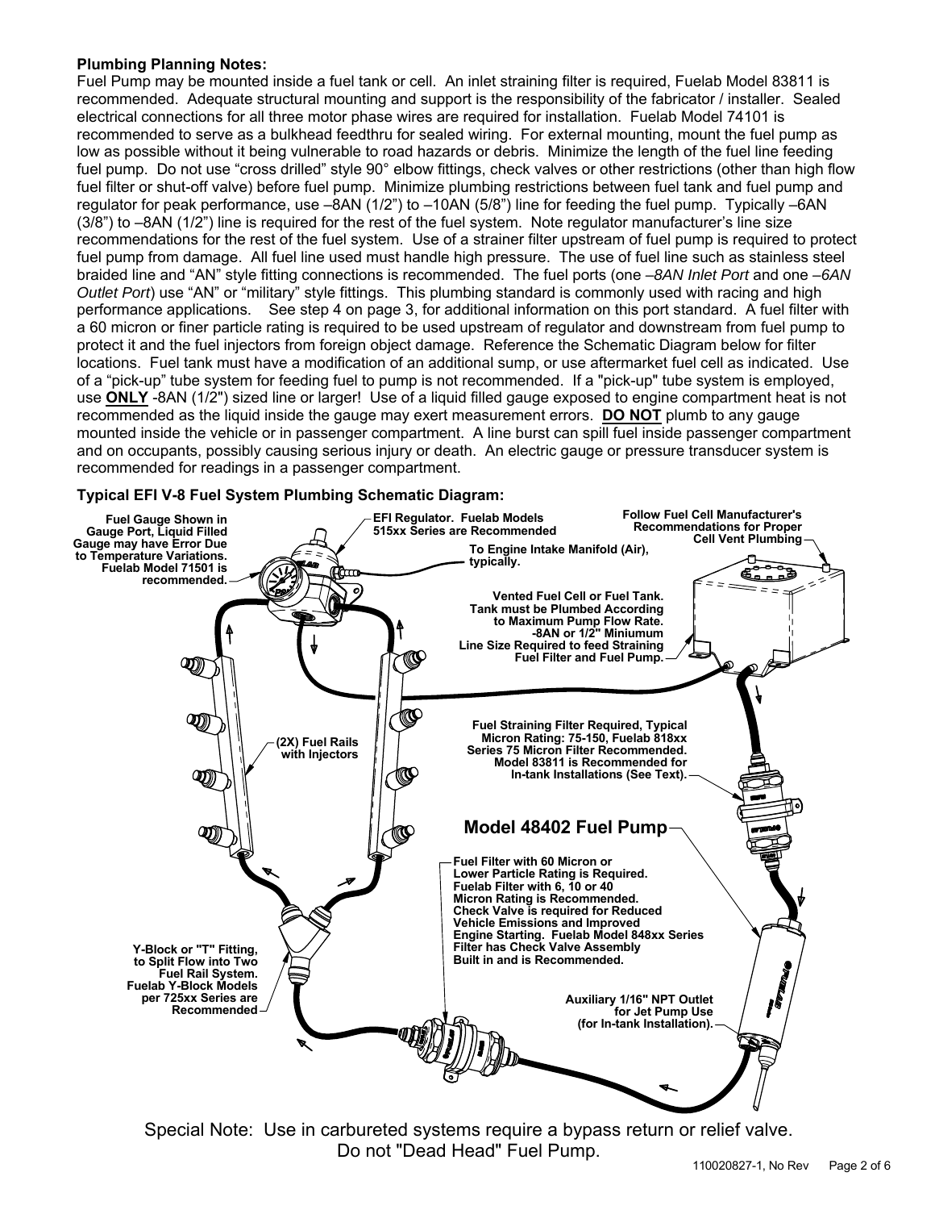**Plumbing Planning Notes:**
Fuel Pump may be mounted inside a fuel tank or cell. An inlet straining filter is required, Fuelab Model 83811 is recommended. Adequate structural mounting and support is the responsibility of the fabricator / installer. Sealed electrical connections for all three motor phase wires are required for installation. Fuelab Model 74101 is recommended to serve as a bulkhead feedthru for sealed wiring. For external mounting, mount the fuel pump as low as possible without it being vulnerable to road hazards or debris. Minimize the length of the fuel line feeding fuel pump. Do not use "cross drilled" style 90° elbow fittings, check valves or other restrictions (other than high flow fuel filter or shut-off valve) before fuel pump. Minimize plumbing restrictions between fuel tank and fuel pump and regulator for peak performance, use –8AN (1/2") to –10AN (5/8") line for feeding the fuel pump. Typically –6AN (3/8") to –8AN (1/2") line is required for the rest of the fuel system. Note regulator manufacturer's line size recommendations for the rest of the fuel system. Use of a strainer filter upstream of fuel pump is required to protect fuel pump from damage. All fuel line used must handle high pressure. The use of fuel line such as stainless steel braided line and "AN" style fitting connections is recommended. The fuel ports (one *–8AN Inlet Port* and one *–6AN Outlet Port*) use "AN" or "military" style fittings. This plumbing standard is commonly used with racing and high performance applications. See step 4 on page 3, for additional information on this port standard. A fuel filter with a 60 micron or finer particle rating is required to be used upstream of regulator and downstream from fuel pump to protect it and the fuel injectors from foreign object damage. Reference the Schematic Diagram below for filter locations. Fuel tank must have a modification of an additional sump, or use aftermarket fuel cell as indicated. Use of a "pick-up" tube system for feeding fuel to pump is not recommended. If a "pick-up" tube system is employed, use **ONLY** -8AN (1/2") sized line or larger! Use of a liquid filled gauge exposed to engine compartment heat is not recommended as the liquid inside the gauge may exert measurement errors. **DO NOT** plumb to any gauge mounted inside the vehicle or in passenger compartment. A line burst can spill fuel inside passenger compartment and on occupants, possibly causing serious injury or death. An electric gauge or pressure transducer system is recommended for readings in a passenger compartment.

**Typical EFI V-8 Fuel System Plumbing Schematic Diagram:**

**Fuel Gauge Shown in Gauge Port, Liquid Filled Gauge may have Error Due to Temperature Variations. Fuelab Model 71501 is recommended.**

**EFI Regulator. Fuelab Models 515xx Series are Recommended**

**To Engine Intake Manifold (Air), typically.**

**Follow Fuel Cell Manufacturer's Recommendations for Proper Cell Vent Plumbing**

**Vented Fuel Cell or Fuel Tank. Tank must be Plumbed According to Maximum Pump Flow Rate. -8AN or 1/2" Miniumum Line Size Required to feed Straining Fuel Filter and Fuel Pump.**

**(2X) Fuel Rails with Injectors**

**Fuel Straining Filter Required, Typical Micron Rating: 75-150, Fuelab 818xx Series 75 Micron Filter Recommended. Model 83811 is Recommended for In-tank Installations (See Text).**

**Model 48402 Fuel Pump**

**Fuel Filter with 60 Micron or Lower Particle Rating is Required. Fuelab Filter with 6, 10 or 40 Micron Rating is Recommended. Check Valve is required for Reduced Vehicle Emissions and Improved Engine Starting. Fuelab Model 848xx Series Filter has Check Valve Assembly Built in and is Recommended.**

**Y-Block or "T" Fitting, to Split Flow into Two Fuel Rail System. Fuelab Y-Block Models per 725xx Series are Recommended**

**Auxiliary 1/16" NPT Outlet for Jet Pump Use (for In-tank Installation).**

Special Note: Use in carbureted systems require a bypass return or relief valve.
Do not "Dead Head" Fuel Pump.

110020827-1, No Rev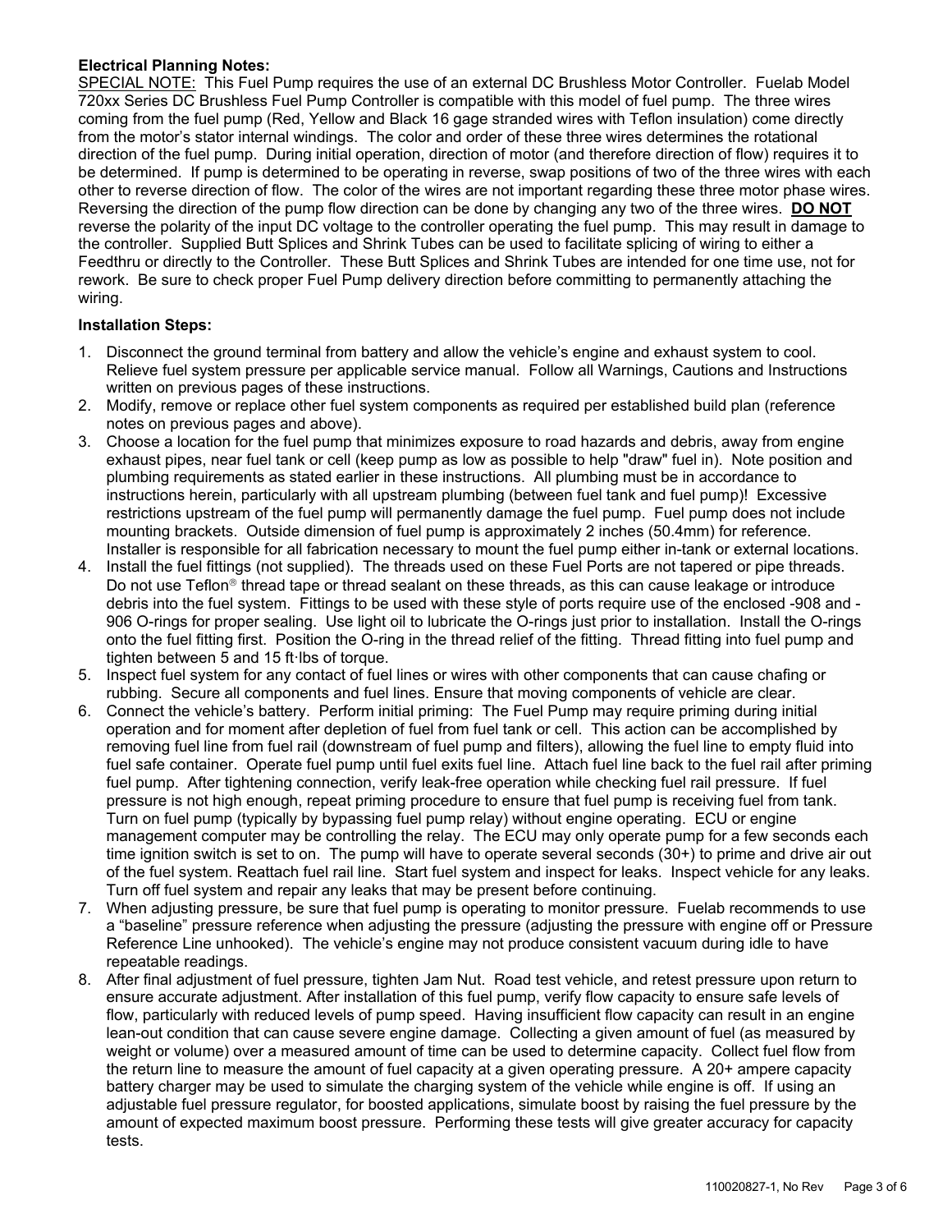**Electrical Planning Notes:**

SPECIAL NOTE: This Fuel Pump requires the use of an external DC Brushless Motor Controller. Fuelab Model 720xx Series DC Brushless Fuel Pump Controller is compatible with this model of fuel pump. The three wires coming from the fuel pump (Red, Yellow and Black 16 gage stranded wires with Teflon insulation) come directly from the motor's stator internal windings. The color and order of these three wires determines the rotational direction of the fuel pump. During initial operation, direction of motor (and therefore direction of flow) requires it to be determined. If pump is determined to be operating in reverse, swap positions of two of the three wires with each other to reverse direction of flow. The color of the wires are not important regarding these three motor phase wires. Reversing the direction of the pump flow direction can be done by changing any two of the three wires. **DO NOT** reverse the polarity of the input DC voltage to the controller operating the fuel pump. This may result in damage to the controller. Supplied Butt Splices and Shrink Tubes can be used to facilitate splicing of wiring to either a Feedthru or directly to the Controller. These Butt Splices and Shrink Tubes are intended for one time use, not for rework. Be sure to check proper Fuel Pump delivery direction before committing to permanently attaching the wiring.

**Installation Steps:**

1. Disconnect the ground terminal from battery and allow the vehicle's engine and exhaust system to cool. Relieve fuel system pressure per applicable service manual. Follow all Warnings, Cautions and Instructions written on previous pages of these instructions.
2. Modify, remove or replace other fuel system components as required per established build plan (reference notes on previous pages and above).
3. Choose a location for the fuel pump that minimizes exposure to road hazards and debris, away from engine exhaust pipes, near fuel tank or cell (keep pump as low as possible to help "draw" fuel in). Note position and plumbing requirements as stated earlier in these instructions. All plumbing must be in accordance to instructions herein, particularly with all upstream plumbing (between fuel tank and fuel pump)! Excessive restrictions upstream of the fuel pump will permanently damage the fuel pump. Fuel pump does not include mounting brackets. Outside dimension of fuel pump is approximately 2 inches (50.4mm) for reference. Installer is responsible for all fabrication necessary to mount the fuel pump either in-tank or external locations.
4. Install the fuel fittings (not supplied). The threads used on these Fuel Ports are not tapered or pipe threads. Do not use Teflon® thread tape or thread sealant on these threads, as this can cause leakage or introduce debris into the fuel system. Fittings to be used with these style of ports require use of the enclosed -908 and -906 O-rings for proper sealing. Use light oil to lubricate the O-rings just prior to installation. Install the O-rings onto the fuel fitting first. Position the O-ring in the thread relief of the fitting. Thread fitting into fuel pump and tighten between 5 and 15 ft·lbs of torque.
5. Inspect fuel system for any contact of fuel lines or wires with other components that can cause chafing or rubbing. Secure all components and fuel lines. Ensure that moving components of vehicle are clear.
6. Connect the vehicle's battery. Perform initial priming: The Fuel Pump may require priming during initial operation and for moment after depletion of fuel from fuel tank or cell. This action can be accomplished by removing fuel line from fuel rail (downstream of fuel pump and filters), allowing the fuel line to empty fluid into fuel safe container. Operate fuel pump until fuel exits fuel line. Attach fuel line back to the fuel rail after priming fuel pump. After tightening connection, verify leak-free operation while checking fuel rail pressure. If fuel pressure is not high enough, repeat priming procedure to ensure that fuel pump is receiving fuel from tank. Turn on fuel pump (typically by bypassing fuel pump relay) without engine operating. ECU or engine management computer may be controlling the relay. The ECU may only operate pump for a few seconds each time ignition switch is set to on. The pump will have to operate several seconds (30+) to prime and drive air out of the fuel system. Reattach fuel rail line. Start fuel system and inspect for leaks. Inspect vehicle for any leaks. Turn off fuel system and repair any leaks that may be present before continuing.
7. When adjusting pressure, be sure that fuel pump is operating to monitor pressure. Fuelab recommends to use a "baseline" pressure reference when adjusting the pressure (adjusting the pressure with engine off or Pressure Reference Line unhooked). The vehicle's engine may not produce consistent vacuum during idle to have repeatable readings.
8. After final adjustment of fuel pressure, tighten Jam Nut. Road test vehicle, and retest pressure upon return to ensure accurate adjustment. After installation of this fuel pump, verify flow capacity to ensure safe levels of flow, particularly with reduced levels of pump speed. Having insufficient flow capacity can result in an engine lean-out condition that can cause severe engine damage. Collecting a given amount of fuel (as measured by weight or volume) over a measured amount of time can be used to determine capacity. Collect fuel flow from the return line to measure the amount of fuel capacity at a given operating pressure. A 20+ ampere capacity battery charger may be used to simulate the charging system of the vehicle while engine is off. If using an adjustable fuel pressure regulator, for boosted applications, simulate boost by raising the fuel pressure by the amount of expected maximum boost pressure. Performing these tests will give greater accuracy for capacity tests.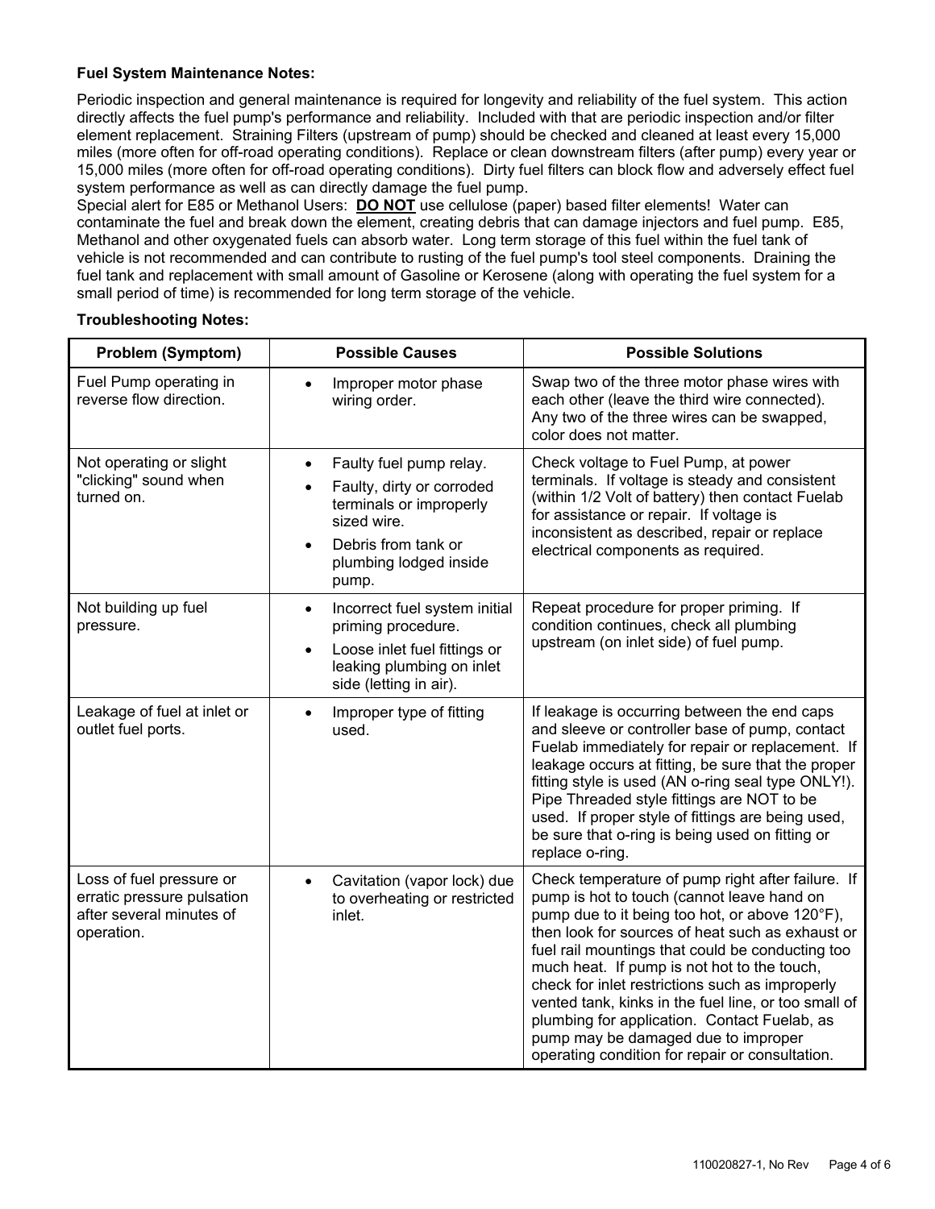**Fuel System Maintenance Notes:**

Periodic inspection and general maintenance is required for longevity and reliability of the fuel system. This action directly affects the fuel pump's performance and reliability. Included with that are periodic inspection and/or filter element replacement. Straining Filters (upstream of pump) should be checked and cleaned at least every 15,000 miles (more often for off-road operating conditions). Replace or clean downstream filters (after pump) every year or 15,000 miles (more often for off-road operating conditions). Dirty fuel filters can block flow and adversely effect fuel system performance as well as can directly damage the fuel pump.
Special alert for E85 or Methanol Users: **DO NOT** use cellulose (paper) based filter elements! Water can contaminate the fuel and break down the element, creating debris that can damage injectors and fuel pump. E85, Methanol and other oxygenated fuels can absorb water. Long term storage of this fuel within the fuel tank of vehicle is not recommended and can contribute to rusting of the fuel pump's tool steel components. Draining the fuel tank and replacement with small amount of Gasoline or Kerosene (along with operating the fuel system for a small period of time) is recommended for long term storage of the vehicle.

**Troubleshooting Notes:**

| Problem (Symptom) | Possible Causes | Possible Solutions |
|---|---|---|
| Fuel Pump operating in reverse flow direction. | • Improper motor phase wiring order. | Swap two of the three motor phase wires with each other (leave the third wire connected). Any two of the three wires can be swapped, color does not matter. |
| Not operating or slight "clicking" sound when turned on. | • Faulty fuel pump relay.<br>• Faulty, dirty or corroded terminals or improperly sized wire.<br>• Debris from tank or plumbing lodged inside pump. | Check voltage to Fuel Pump, at power terminals. If voltage is steady and consistent (within 1/2 Volt of battery) then contact Fuelab for assistance or repair. If voltage is inconsistent as described, repair or replace electrical components as required. |
| Not building up fuel pressure. | • Incorrect fuel system initial priming procedure.<br>• Loose inlet fuel fittings or leaking plumbing on inlet side (letting in air). | Repeat procedure for proper priming. If condition continues, check all plumbing upstream (on inlet side) of fuel pump. |
| Leakage of fuel at inlet or outlet fuel ports. | • Improper type of fitting used. | If leakage is occurring between the end caps and sleeve or controller base of pump, contact Fuelab immediately for repair or replacement. If leakage occurs at fitting, be sure that the proper fitting style is used (AN o-ring seal type ONLY!). Pipe Threaded style fittings are NOT to be used. If proper style of fittings are being used, be sure that o-ring is being used on fitting or replace o-ring. |
| Loss of fuel pressure or erratic pressure pulsation after several minutes of operation. | • Cavitation (vapor lock) due to overheating or restricted inlet. | Check temperature of pump right after failure. If pump is hot to touch (cannot leave hand on pump due to it being too hot, or above 120°F), then look for sources of heat such as exhaust or fuel rail mountings that could be conducting too much heat. If pump is not hot to the touch, check for inlet restrictions such as improperly vented tank, kinks in the fuel line, or too small of plumbing for application. Contact Fuelab, as pump may be damaged due to improper operating condition for repair or consultation. |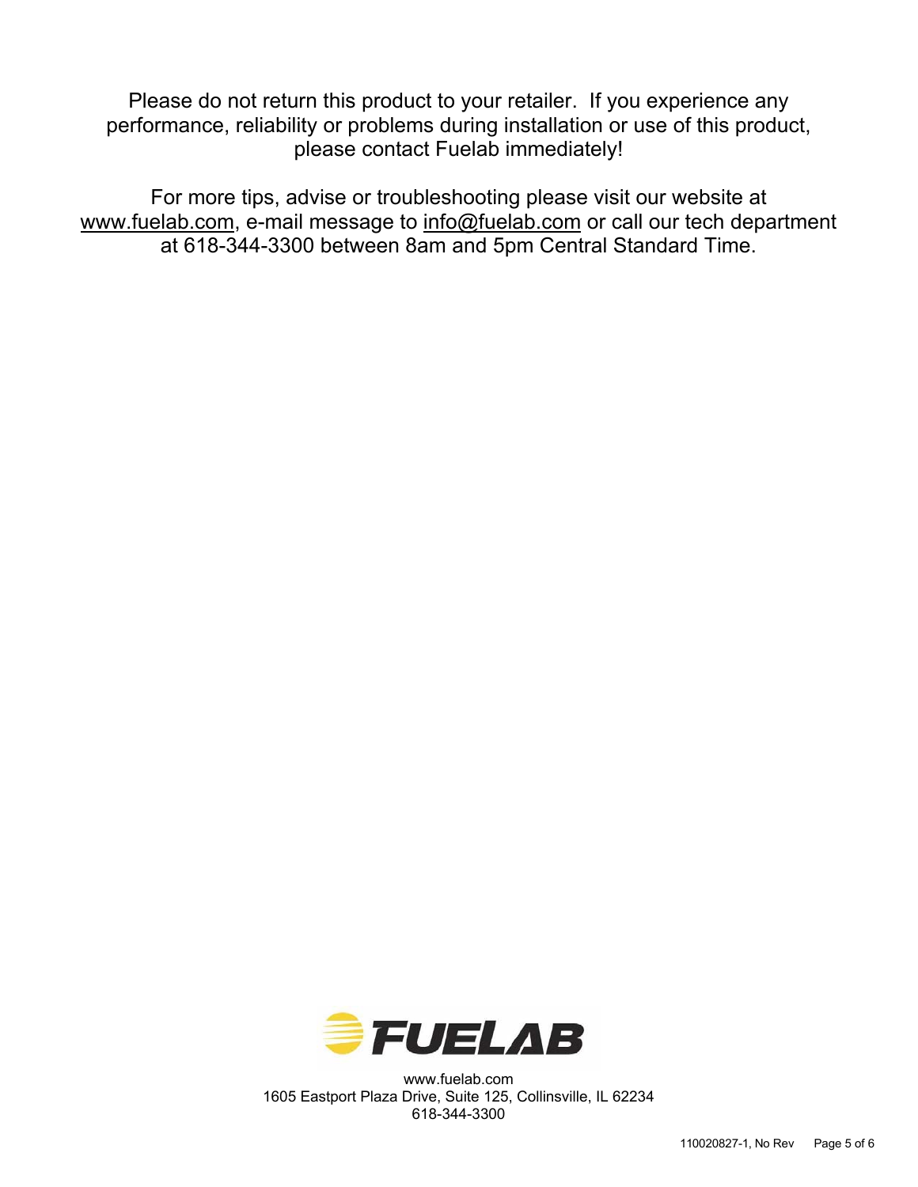Please do not return this product to your retailer. If you experience any performance, reliability or problems during installation or use of this product, please contact Fuelab immediately!

For more tips, advise or troubleshooting please visit our website at www.fuelab.com, e-mail message to info@fuelab.com or call our tech department at 618-344-3300 between 8am and 5pm Central Standard Time.

FUELAB

www.fuelab.com
1605 Eastport Plaza Drive, Suite 125, Collinsville, IL 62234
618-344-3300

110020827-1, No Rev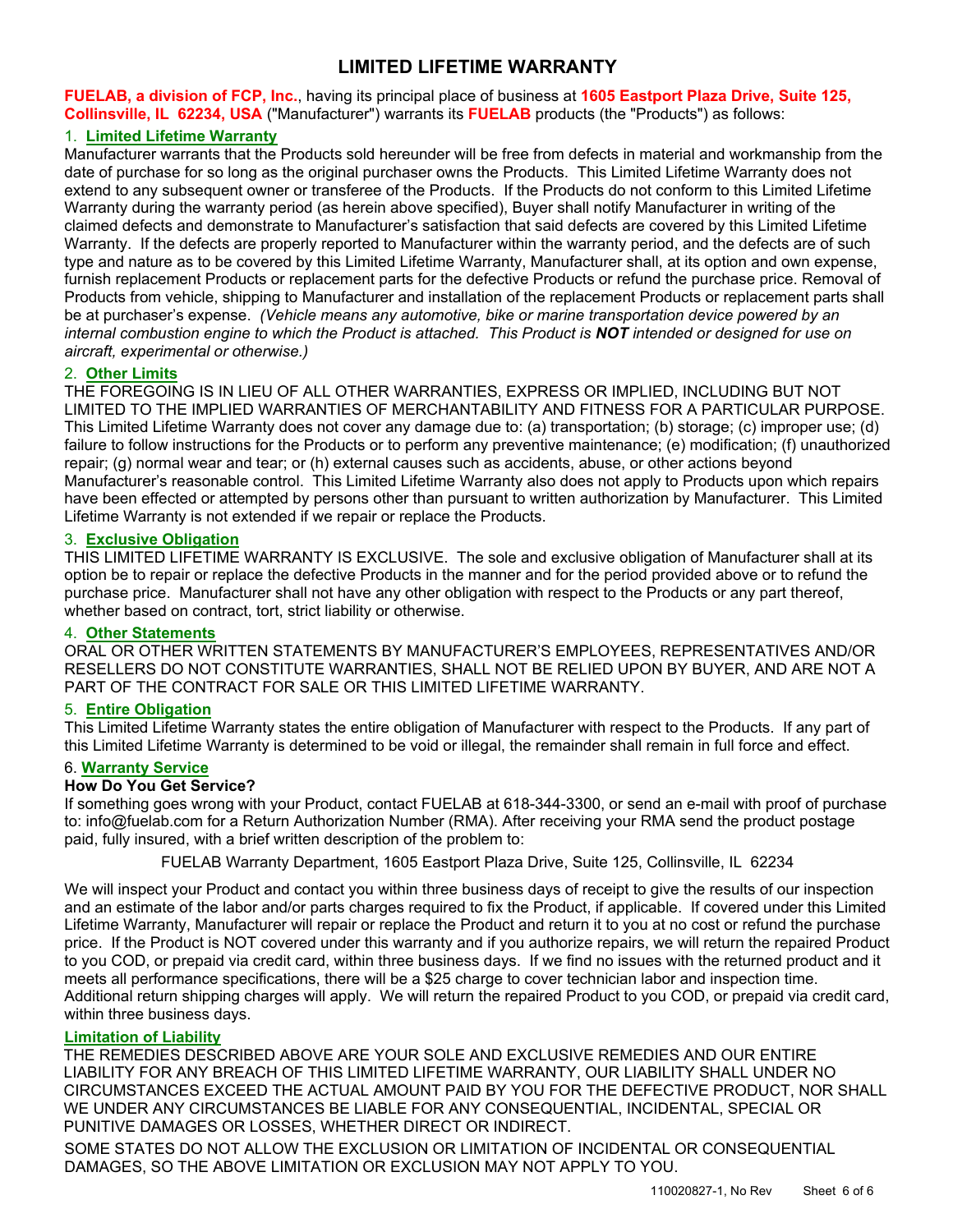# LIMITED LIFETIME WARRANTY

**FUELAB, a division of FCP, Inc.**, having its principal place of business at **1605 Eastport Plaza Drive, Suite 125, Collinsville, IL 62234, USA** ("Manufacturer") warrants its **FUELAB** products (the "Products") as follows:

## 1. Limited Lifetime Warranty

Manufacturer warrants that the Products sold hereunder will be free from defects in material and workmanship from the date of purchase for so long as the original purchaser owns the Products. This Limited Lifetime Warranty does not extend to any subsequent owner or transferee of the Products. If the Products do not conform to this Limited Lifetime Warranty during the warranty period (as herein above specified), Buyer shall notify Manufacturer in writing of the claimed defects and demonstrate to Manufacturer's satisfaction that said defects are covered by this Limited Lifetime Warranty. If the defects are properly reported to Manufacturer within the warranty period, and the defects are of such type and nature as to be covered by this Limited Lifetime Warranty, Manufacturer shall, at its option and own expense, furnish replacement Products or replacement parts for the defective Products or refund the purchase price. Removal of Products from vehicle, shipping to Manufacturer and installation of the replacement Products or replacement parts shall be at purchaser's expense. *(Vehicle means any automotive, bike or marine transportation device powered by an internal combustion engine to which the Product is attached. This Product is **NOT** intended or designed for use on aircraft, experimental or otherwise.)*

## 2. Other Limits

THE FOREGOING IS IN LIEU OF ALL OTHER WARRANTIES, EXPRESS OR IMPLIED, INCLUDING BUT NOT LIMITED TO THE IMPLIED WARRANTIES OF MERCHANTABILITY AND FITNESS FOR A PARTICULAR PURPOSE. This Limited Lifetime Warranty does not cover any damage due to: (a) transportation; (b) storage; (c) improper use; (d) failure to follow instructions for the Products or to perform any preventive maintenance; (e) modification; (f) unauthorized repair; (g) normal wear and tear; or (h) external causes such as accidents, abuse, or other actions beyond Manufacturer's reasonable control. This Limited Lifetime Warranty also does not apply to Products upon which repairs have been effected or attempted by persons other than pursuant to written authorization by Manufacturer. This Limited Lifetime Warranty is not extended if we repair or replace the Products.

## 3. Exclusive Obligation

THIS LIMITED LIFETIME WARRANTY IS EXCLUSIVE. The sole and exclusive obligation of Manufacturer shall at its option be to repair or replace the defective Products in the manner and for the period provided above or to refund the purchase price. Manufacturer shall not have any other obligation with respect to the Products or any part thereof, whether based on contract, tort, strict liability or otherwise.

## 4. Other Statements

ORAL OR OTHER WRITTEN STATEMENTS BY MANUFACTURER'S EMPLOYEES, REPRESENTATIVES AND/OR RESELLERS DO NOT CONSTITUTE WARRANTIES, SHALL NOT BE RELIED UPON BY BUYER, AND ARE NOT A PART OF THE CONTRACT FOR SALE OR THIS LIMITED LIFETIME WARRANTY.

## 5. Entire Obligation

This Limited Lifetime Warranty states the entire obligation of Manufacturer with respect to the Products. If any part of this Limited Lifetime Warranty is determined to be void or illegal, the remainder shall remain in full force and effect.

## 6. Warranty Service

### How Do You Get Service?

If something goes wrong with your Product, contact FUELAB at 618-344-3300, or send an e-mail with proof of purchase to: info@fuelab.com for a Return Authorization Number (RMA). After receiving your RMA send the product postage paid, fully insured, with a brief written description of the problem to:

FUELAB Warranty Department, 1605 Eastport Plaza Drive, Suite 125, Collinsville, IL 62234

We will inspect your Product and contact you within three business days of receipt to give the results of our inspection and an estimate of the labor and/or parts charges required to fix the Product, if applicable. If covered under this Limited Lifetime Warranty, Manufacturer will repair or replace the Product and return it to you at no cost or refund the purchase price. If the Product is NOT covered under this warranty and if you authorize repairs, we will return the repaired Product to you COD, or prepaid via credit card, within three business days. If we find no issues with the returned product and it meets all performance specifications, there will be a $25 charge to cover technician labor and inspection time. Additional return shipping charges will apply. We will return the repaired Product to you COD, or prepaid via credit card, within three business days.

## Limitation of Liability

THE REMEDIES DESCRIBED ABOVE ARE YOUR SOLE AND EXCLUSIVE REMEDIES AND OUR ENTIRE LIABILITY FOR ANY BREACH OF THIS LIMITED LIFETIME WARRANTY, OUR LIABILITY SHALL UNDER NO CIRCUMSTANCES EXCEED THE ACTUAL AMOUNT PAID BY YOU FOR THE DEFECTIVE PRODUCT, NOR SHALL WE UNDER ANY CIRCUMSTANCES BE LIABLE FOR ANY CONSEQUENTIAL, INCIDENTAL, SPECIAL OR PUNITIVE DAMAGES OR LOSSES, WHETHER DIRECT OR INDIRECT.

SOME STATES DO NOT ALLOW THE EXCLUSION OR LIMITATION OF INCIDENTAL OR CONSEQUENTIAL DAMAGES, SO THE ABOVE LIMITATION OR EXCLUSION MAY NOT APPLY TO YOU.

110020827-1, No Rev